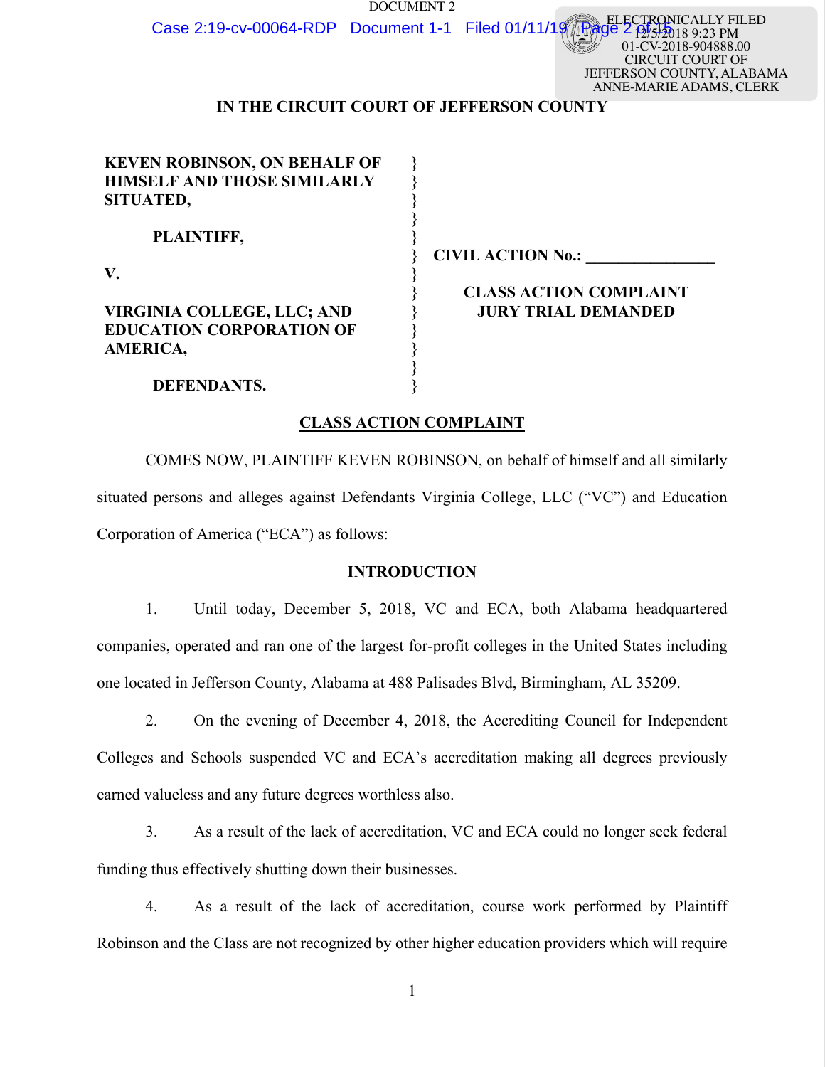ELECTRONICALLY FILED
12/5/2018 9:23 PM
01-CV-2018-904888.00
CIRCUIT COURT OF
JEFFERSON COUNTY, ALABAMA
ANNE-MARIE ADAMS, CLERK

**IN THE CIRCUIT COURT OF JEFFERSON COUNTY**

| | | |
|---|---|---|
| **KEVEN ROBINSON, ON BEHALF OF HIMSELF AND THOSE SIMILARLY SITUATED,** | } | |
| **PLAINTIFF,** | } | **CIVIL ACTION No.: _______________** |
| **V.** | } | **CLASS ACTION COMPLAINT** |
| **VIRGINIA COLLEGE, LLC; AND EDUCATION CORPORATION OF AMERICA,** | } | **JURY TRIAL DEMANDED** |
| **DEFENDANTS.** | } | |

## CLASS ACTION COMPLAINT

COMES NOW, PLAINTIFF KEVEN ROBINSON, on behalf of himself and all similarly situated persons and alleges against Defendants Virginia College, LLC ("VC") and Education Corporation of America ("ECA") as follows:

### INTRODUCTION

1. Until today, December 5, 2018, VC and ECA, both Alabama headquartered companies, operated and ran one of the largest for-profit colleges in the United States including one located in Jefferson County, Alabama at 488 Palisades Blvd, Birmingham, AL 35209.

2. On the evening of December 4, 2018, the Accrediting Council for Independent Colleges and Schools suspended VC and ECA's accreditation making all degrees previously earned valueless and any future degrees worthless also.

3. As a result of the lack of accreditation, VC and ECA could no longer seek federal funding thus effectively shutting down their businesses.

4. As a result of the lack of accreditation, course work performed by Plaintiff Robinson and the Class are not recognized by other higher education providers which will require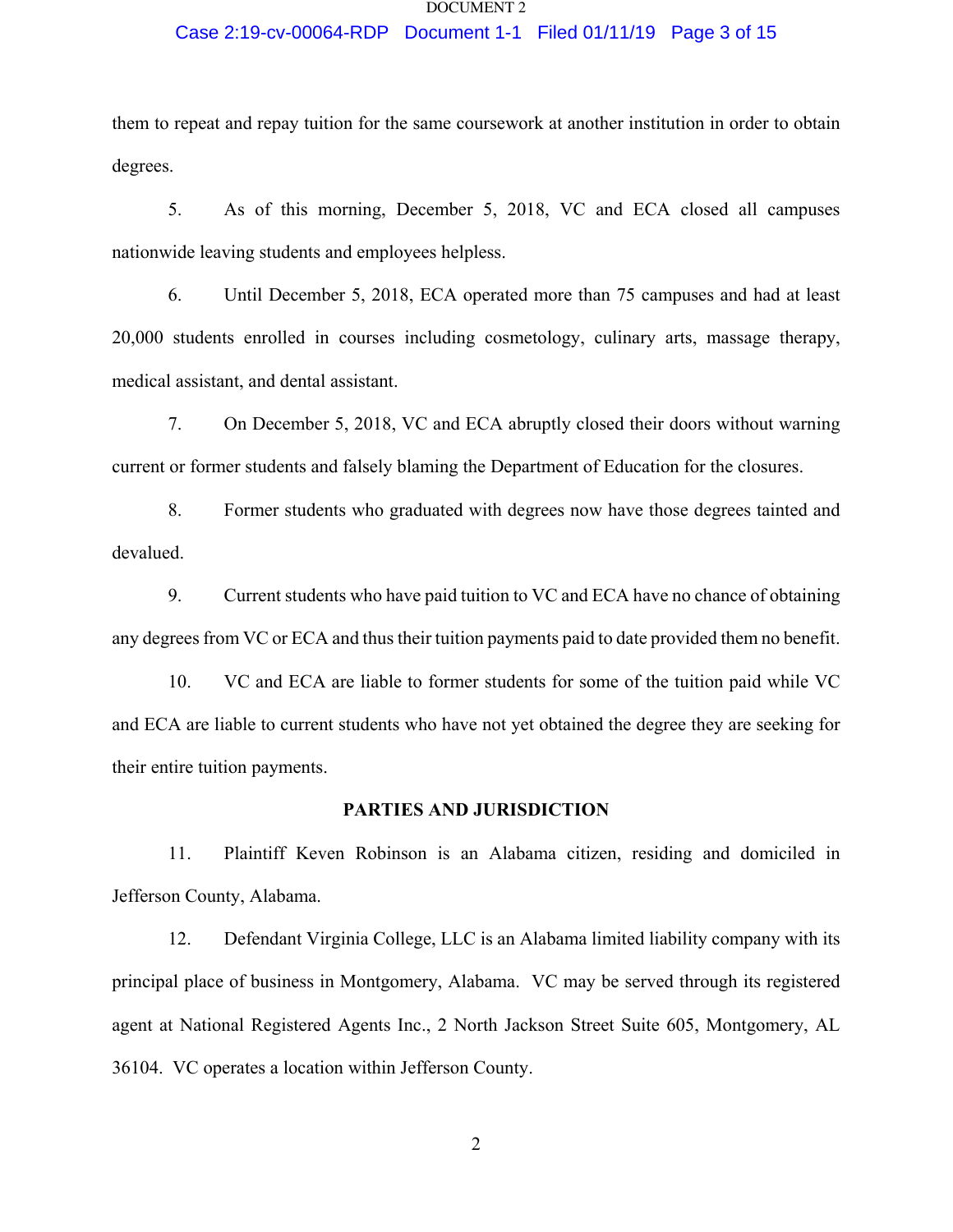them to repeat and repay tuition for the same coursework at another institution in order to obtain degrees.

5. As of this morning, December 5, 2018, VC and ECA closed all campuses nationwide leaving students and employees helpless.

6. Until December 5, 2018, ECA operated more than 75 campuses and had at least 20,000 students enrolled in courses including cosmetology, culinary arts, massage therapy, medical assistant, and dental assistant.

7. On December 5, 2018, VC and ECA abruptly closed their doors without warning current or former students and falsely blaming the Department of Education for the closures.

8. Former students who graduated with degrees now have those degrees tainted and devalued.

9. Current students who have paid tuition to VC and ECA have no chance of obtaining any degrees from VC or ECA and thus their tuition payments paid to date provided them no benefit.

10. VC and ECA are liable to former students for some of the tuition paid while VC and ECA are liable to current students who have not yet obtained the degree they are seeking for their entire tuition payments.

## PARTIES AND JURISDICTION

11. Plaintiff Keven Robinson is an Alabama citizen, residing and domiciled in Jefferson County, Alabama.

12. Defendant Virginia College, LLC is an Alabama limited liability company with its principal place of business in Montgomery, Alabama. VC may be served through its registered agent at National Registered Agents Inc., 2 North Jackson Street Suite 605, Montgomery, AL 36104. VC operates a location within Jefferson County.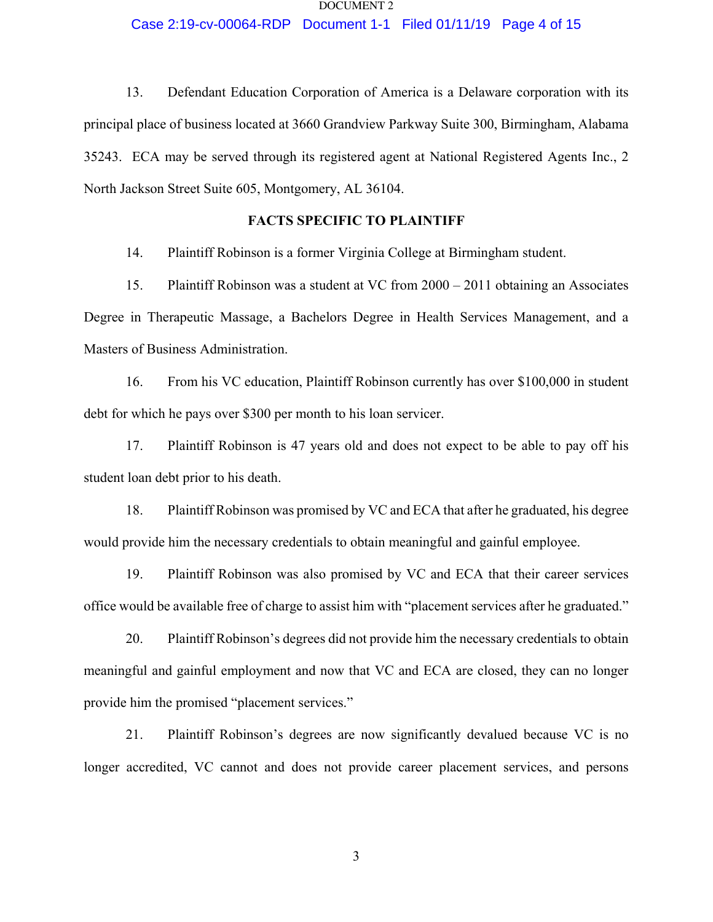13. Defendant Education Corporation of America is a Delaware corporation with its principal place of business located at 3660 Grandview Parkway Suite 300, Birmingham, Alabama 35243. ECA may be served through its registered agent at National Registered Agents Inc., 2 North Jackson Street Suite 605, Montgomery, AL 36104.

## FACTS SPECIFIC TO PLAINTIFF

14. Plaintiff Robinson is a former Virginia College at Birmingham student.

15. Plaintiff Robinson was a student at VC from 2000 – 2011 obtaining an Associates Degree in Therapeutic Massage, a Bachelors Degree in Health Services Management, and a Masters of Business Administration.

16. From his VC education, Plaintiff Robinson currently has over $100,000 in student debt for which he pays over $300 per month to his loan servicer.

17. Plaintiff Robinson is 47 years old and does not expect to be able to pay off his student loan debt prior to his death.

18. Plaintiff Robinson was promised by VC and ECA that after he graduated, his degree would provide him the necessary credentials to obtain meaningful and gainful employee.

19. Plaintiff Robinson was also promised by VC and ECA that their career services office would be available free of charge to assist him with "placement services after he graduated."

20. Plaintiff Robinson's degrees did not provide him the necessary credentials to obtain meaningful and gainful employment and now that VC and ECA are closed, they can no longer provide him the promised "placement services."

21. Plaintiff Robinson's degrees are now significantly devalued because VC is no longer accredited, VC cannot and does not provide career placement services, and persons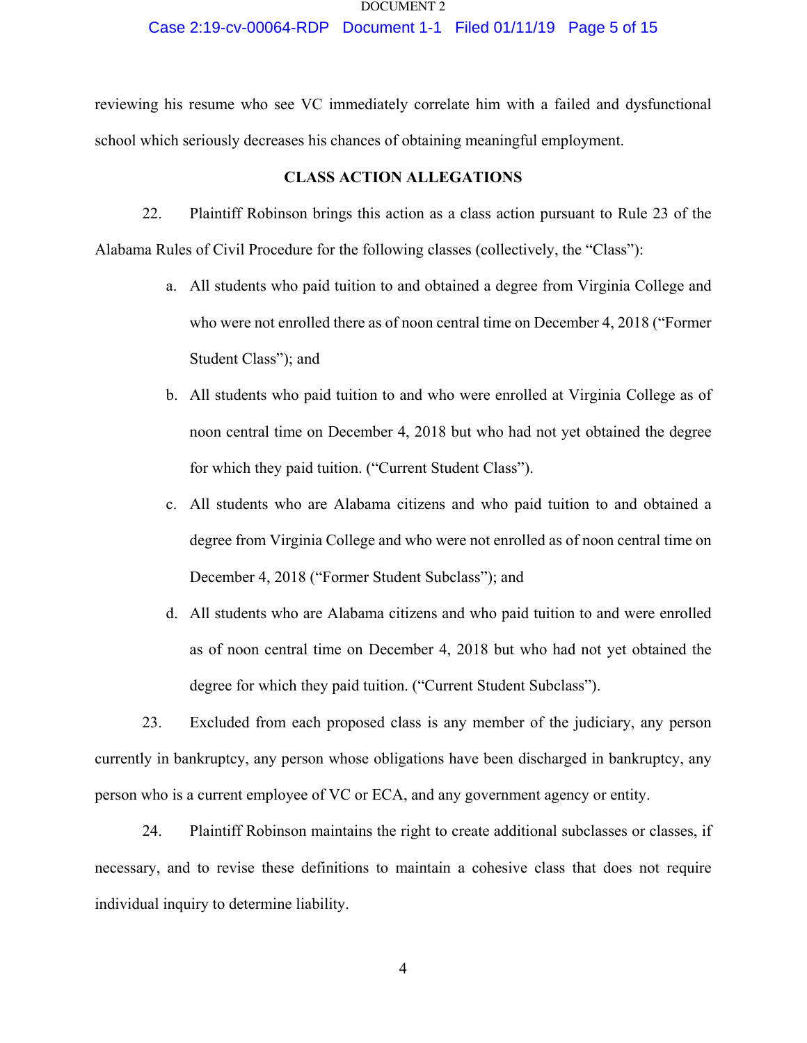reviewing his resume who see VC immediately correlate him with a failed and dysfunctional school which seriously decreases his chances of obtaining meaningful employment.

## CLASS ACTION ALLEGATIONS

22. Plaintiff Robinson brings this action as a class action pursuant to Rule 23 of the Alabama Rules of Civil Procedure for the following classes (collectively, the "Class"):

a. All students who paid tuition to and obtained a degree from Virginia College and who were not enrolled there as of noon central time on December 4, 2018 ("Former Student Class"); and

b. All students who paid tuition to and who were enrolled at Virginia College as of noon central time on December 4, 2018 but who had not yet obtained the degree for which they paid tuition. ("Current Student Class").

c. All students who are Alabama citizens and who paid tuition to and obtained a degree from Virginia College and who were not enrolled as of noon central time on December 4, 2018 ("Former Student Subclass"); and

d. All students who are Alabama citizens and who paid tuition to and were enrolled as of noon central time on December 4, 2018 but who had not yet obtained the degree for which they paid tuition. ("Current Student Subclass").

23. Excluded from each proposed class is any member of the judiciary, any person currently in bankruptcy, any person whose obligations have been discharged in bankruptcy, any person who is a current employee of VC or ECA, and any government agency or entity.

24. Plaintiff Robinson maintains the right to create additional subclasses or classes, if necessary, and to revise these definitions to maintain a cohesive class that does not require individual inquiry to determine liability.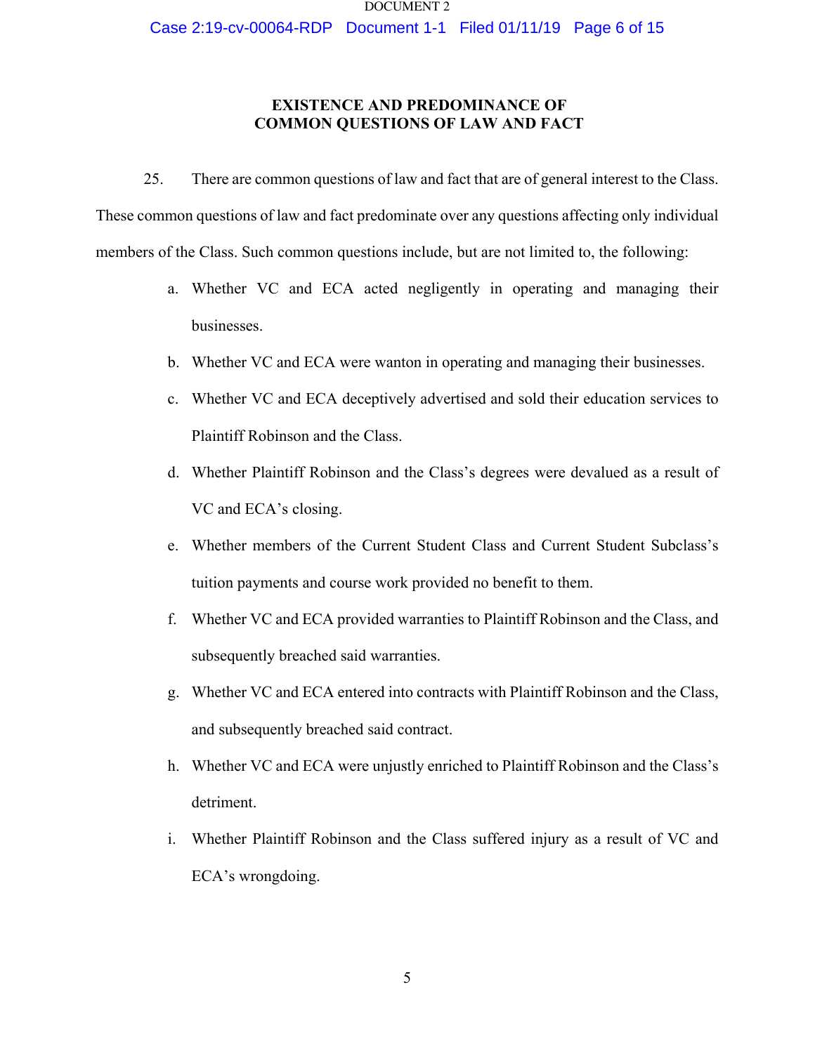## EXISTENCE AND PREDOMINANCE OF COMMON QUESTIONS OF LAW AND FACT

25. There are common questions of law and fact that are of general interest to the Class. These common questions of law and fact predominate over any questions affecting only individual members of the Class. Such common questions include, but are not limited to, the following:

a. Whether VC and ECA acted negligently in operating and managing their businesses.

b. Whether VC and ECA were wanton in operating and managing their businesses.

c. Whether VC and ECA deceptively advertised and sold their education services to Plaintiff Robinson and the Class.

d. Whether Plaintiff Robinson and the Class's degrees were devalued as a result of VC and ECA's closing.

e. Whether members of the Current Student Class and Current Student Subclass's tuition payments and course work provided no benefit to them.

f. Whether VC and ECA provided warranties to Plaintiff Robinson and the Class, and subsequently breached said warranties.

g. Whether VC and ECA entered into contracts with Plaintiff Robinson and the Class, and subsequently breached said contract.

h. Whether VC and ECA were unjustly enriched to Plaintiff Robinson and the Class's detriment.

i. Whether Plaintiff Robinson and the Class suffered injury as a result of VC and ECA's wrongdoing.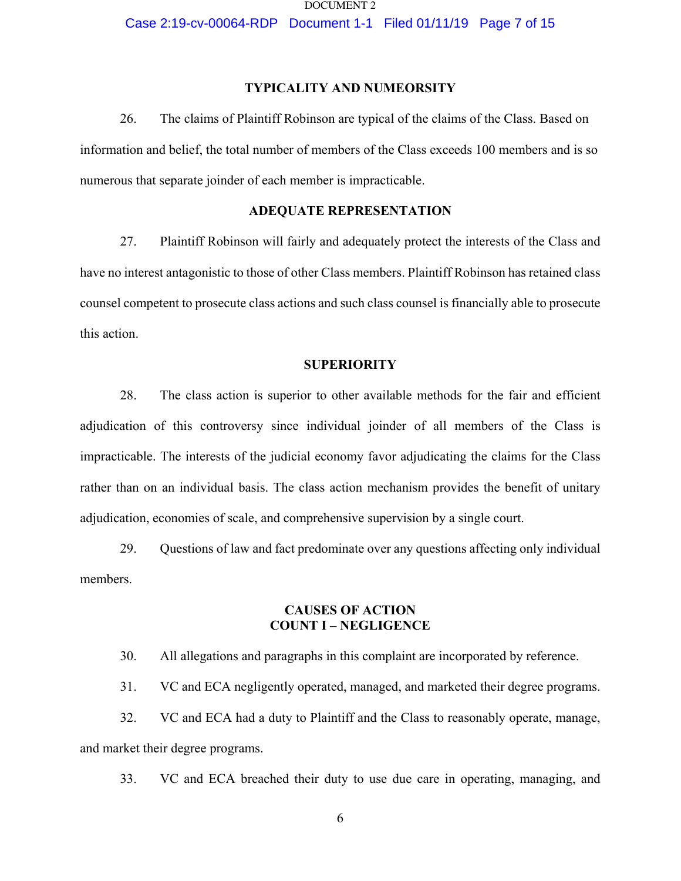### TYPICALITY AND NUMEORSITY

26. The claims of Plaintiff Robinson are typical of the claims of the Class. Based on information and belief, the total number of members of the Class exceeds 100 members and is so numerous that separate joinder of each member is impracticable.

### ADEQUATE REPRESENTATION

27. Plaintiff Robinson will fairly and adequately protect the interests of the Class and have no interest antagonistic to those of other Class members. Plaintiff Robinson has retained class counsel competent to prosecute class actions and such class counsel is financially able to prosecute this action.

### SUPERIORITY

28. The class action is superior to other available methods for the fair and efficient adjudication of this controversy since individual joinder of all members of the Class is impracticable. The interests of the judicial economy favor adjudicating the claims for the Class rather than on an individual basis. The class action mechanism provides the benefit of unitary adjudication, economies of scale, and comprehensive supervision by a single court.

29. Questions of law and fact predominate over any questions affecting only individual members.

## CAUSES OF ACTION
## COUNT I – NEGLIGENCE

30. All allegations and paragraphs in this complaint are incorporated by reference.

31. VC and ECA negligently operated, managed, and marketed their degree programs.

32. VC and ECA had a duty to Plaintiff and the Class to reasonably operate, manage, and market their degree programs.

33. VC and ECA breached their duty to use due care in operating, managing, and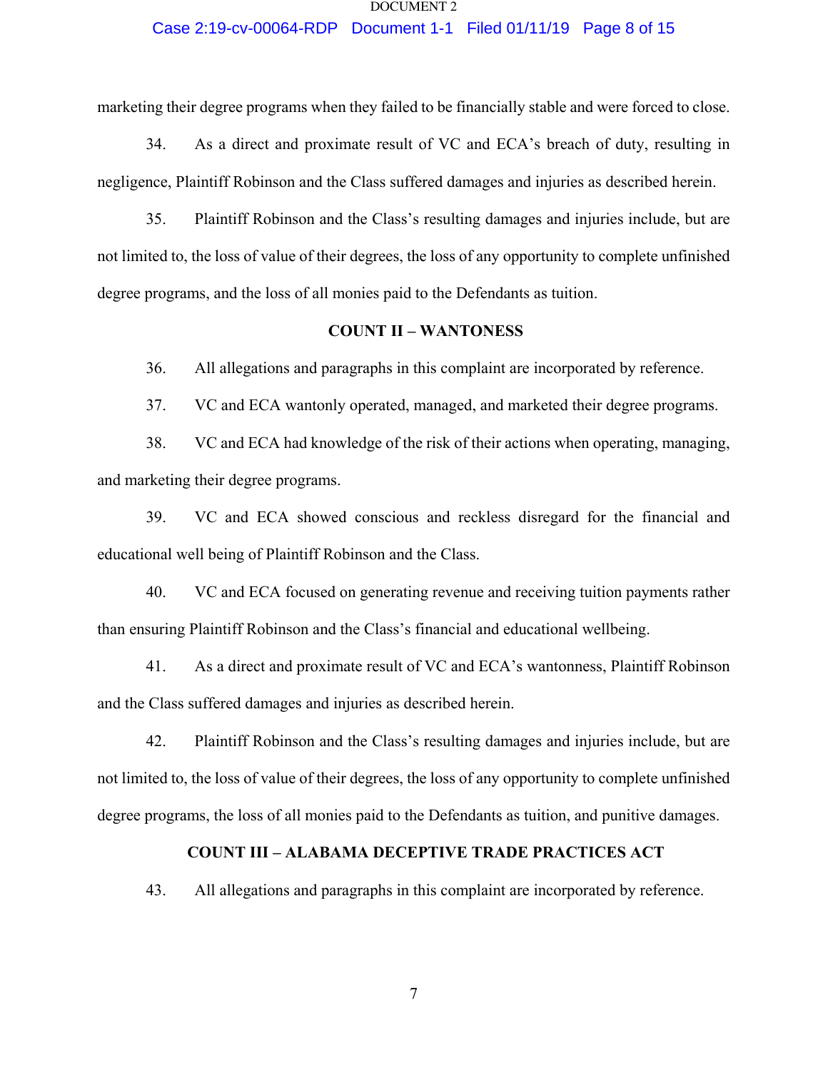marketing their degree programs when they failed to be financially stable and were forced to close.

34. As a direct and proximate result of VC and ECA's breach of duty, resulting in negligence, Plaintiff Robinson and the Class suffered damages and injuries as described herein.

35. Plaintiff Robinson and the Class's resulting damages and injuries include, but are not limited to, the loss of value of their degrees, the loss of any opportunity to complete unfinished degree programs, and the loss of all monies paid to the Defendants as tuition.

**COUNT II – WANTONESS**

36. All allegations and paragraphs in this complaint are incorporated by reference.

37. VC and ECA wantonly operated, managed, and marketed their degree programs.

38. VC and ECA had knowledge of the risk of their actions when operating, managing, and marketing their degree programs.

39. VC and ECA showed conscious and reckless disregard for the financial and educational well being of Plaintiff Robinson and the Class.

40. VC and ECA focused on generating revenue and receiving tuition payments rather than ensuring Plaintiff Robinson and the Class's financial and educational wellbeing.

41. As a direct and proximate result of VC and ECA's wantonness, Plaintiff Robinson and the Class suffered damages and injuries as described herein.

42. Plaintiff Robinson and the Class's resulting damages and injuries include, but are not limited to, the loss of value of their degrees, the loss of any opportunity to complete unfinished degree programs, the loss of all monies paid to the Defendants as tuition, and punitive damages.

**COUNT III – ALABAMA DECEPTIVE TRADE PRACTICES ACT**

43. All allegations and paragraphs in this complaint are incorporated by reference.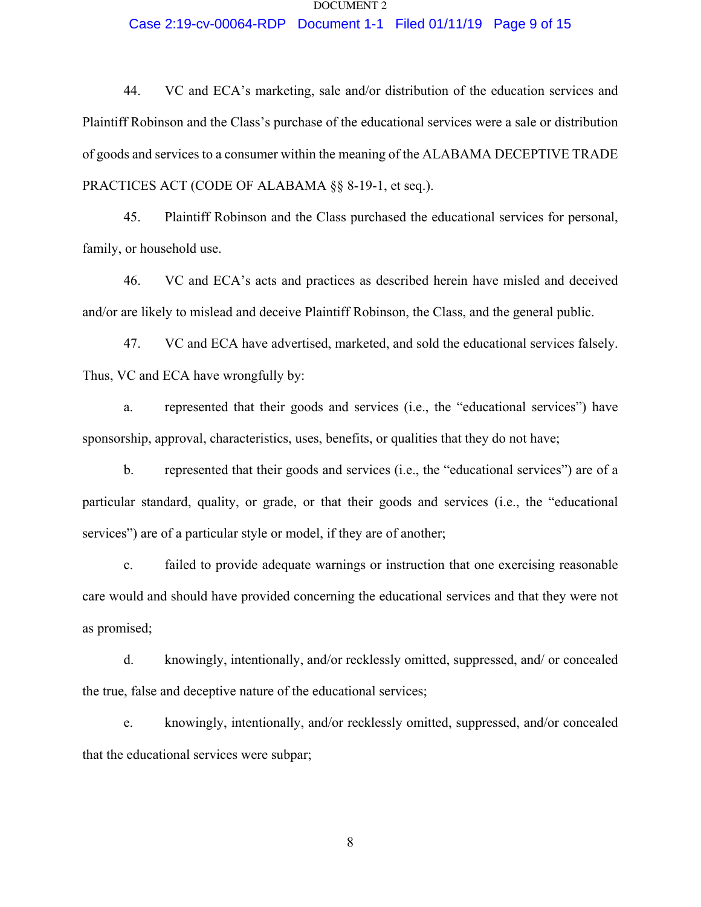44. VC and ECA's marketing, sale and/or distribution of the education services and Plaintiff Robinson and the Class's purchase of the educational services were a sale or distribution of goods and services to a consumer within the meaning of the ALABAMA DECEPTIVE TRADE PRACTICES ACT (CODE OF ALABAMA §§ 8-19-1, et seq.).

45. Plaintiff Robinson and the Class purchased the educational services for personal, family, or household use.

46. VC and ECA's acts and practices as described herein have misled and deceived and/or are likely to mislead and deceive Plaintiff Robinson, the Class, and the general public.

47. VC and ECA have advertised, marketed, and sold the educational services falsely. Thus, VC and ECA have wrongfully by:

a. represented that their goods and services (i.e., the "educational services") have sponsorship, approval, characteristics, uses, benefits, or qualities that they do not have;

b. represented that their goods and services (i.e., the "educational services") are of a particular standard, quality, or grade, or that their goods and services (i.e., the "educational services") are of a particular style or model, if they are of another;

c. failed to provide adequate warnings or instruction that one exercising reasonable care would and should have provided concerning the educational services and that they were not as promised;

d. knowingly, intentionally, and/or recklessly omitted, suppressed, and/ or concealed the true, false and deceptive nature of the educational services;

e. knowingly, intentionally, and/or recklessly omitted, suppressed, and/or concealed that the educational services were subpar;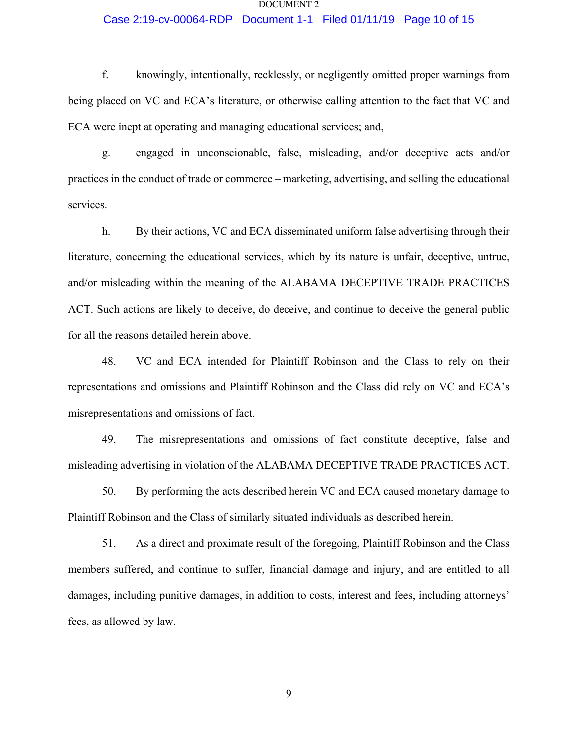f. knowingly, intentionally, recklessly, or negligently omitted proper warnings from being placed on VC and ECA's literature, or otherwise calling attention to the fact that VC and ECA were inept at operating and managing educational services; and,

g. engaged in unconscionable, false, misleading, and/or deceptive acts and/or practices in the conduct of trade or commerce – marketing, advertising, and selling the educational services.

h. By their actions, VC and ECA disseminated uniform false advertising through their literature, concerning the educational services, which by its nature is unfair, deceptive, untrue, and/or misleading within the meaning of the ALABAMA DECEPTIVE TRADE PRACTICES ACT. Such actions are likely to deceive, do deceive, and continue to deceive the general public for all the reasons detailed herein above.

48. VC and ECA intended for Plaintiff Robinson and the Class to rely on their representations and omissions and Plaintiff Robinson and the Class did rely on VC and ECA's misrepresentations and omissions of fact.

49. The misrepresentations and omissions of fact constitute deceptive, false and misleading advertising in violation of the ALABAMA DECEPTIVE TRADE PRACTICES ACT.

50. By performing the acts described herein VC and ECA caused monetary damage to Plaintiff Robinson and the Class of similarly situated individuals as described herein.

51. As a direct and proximate result of the foregoing, Plaintiff Robinson and the Class members suffered, and continue to suffer, financial damage and injury, and are entitled to all damages, including punitive damages, in addition to costs, interest and fees, including attorneys' fees, as allowed by law.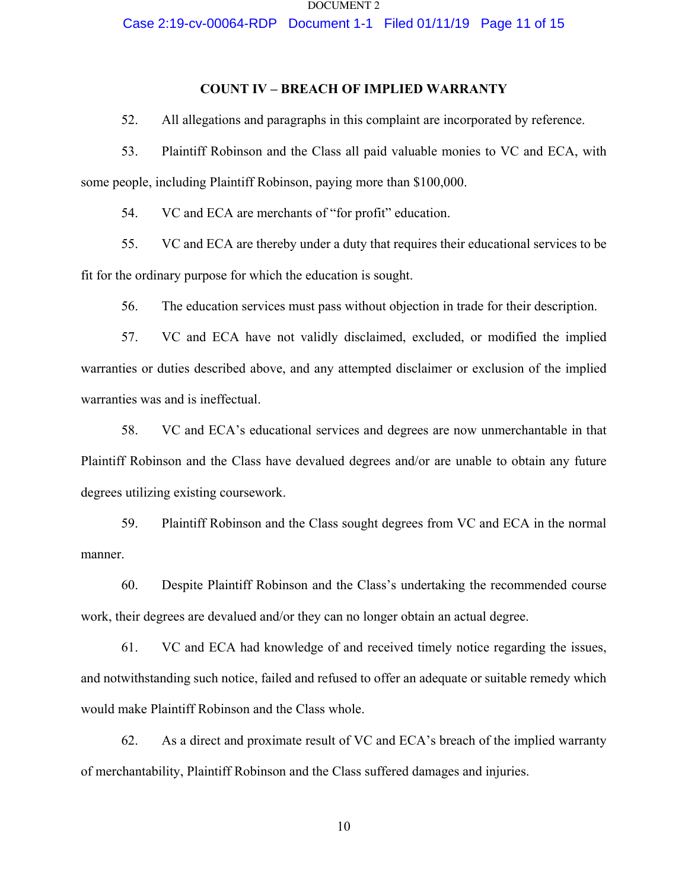## COUNT IV – BREACH OF IMPLIED WARRANTY

52. All allegations and paragraphs in this complaint are incorporated by reference.

53. Plaintiff Robinson and the Class all paid valuable monies to VC and ECA, with some people, including Plaintiff Robinson, paying more than $100,000.

54. VC and ECA are merchants of "for profit" education.

55. VC and ECA are thereby under a duty that requires their educational services to be fit for the ordinary purpose for which the education is sought.

56. The education services must pass without objection in trade for their description.

57. VC and ECA have not validly disclaimed, excluded, or modified the implied warranties or duties described above, and any attempted disclaimer or exclusion of the implied warranties was and is ineffectual.

58. VC and ECA's educational services and degrees are now unmerchantable in that Plaintiff Robinson and the Class have devalued degrees and/or are unable to obtain any future degrees utilizing existing coursework.

59. Plaintiff Robinson and the Class sought degrees from VC and ECA in the normal manner.

60. Despite Plaintiff Robinson and the Class's undertaking the recommended course work, their degrees are devalued and/or they can no longer obtain an actual degree.

61. VC and ECA had knowledge of and received timely notice regarding the issues, and notwithstanding such notice, failed and refused to offer an adequate or suitable remedy which would make Plaintiff Robinson and the Class whole.

62. As a direct and proximate result of VC and ECA's breach of the implied warranty of merchantability, Plaintiff Robinson and the Class suffered damages and injuries.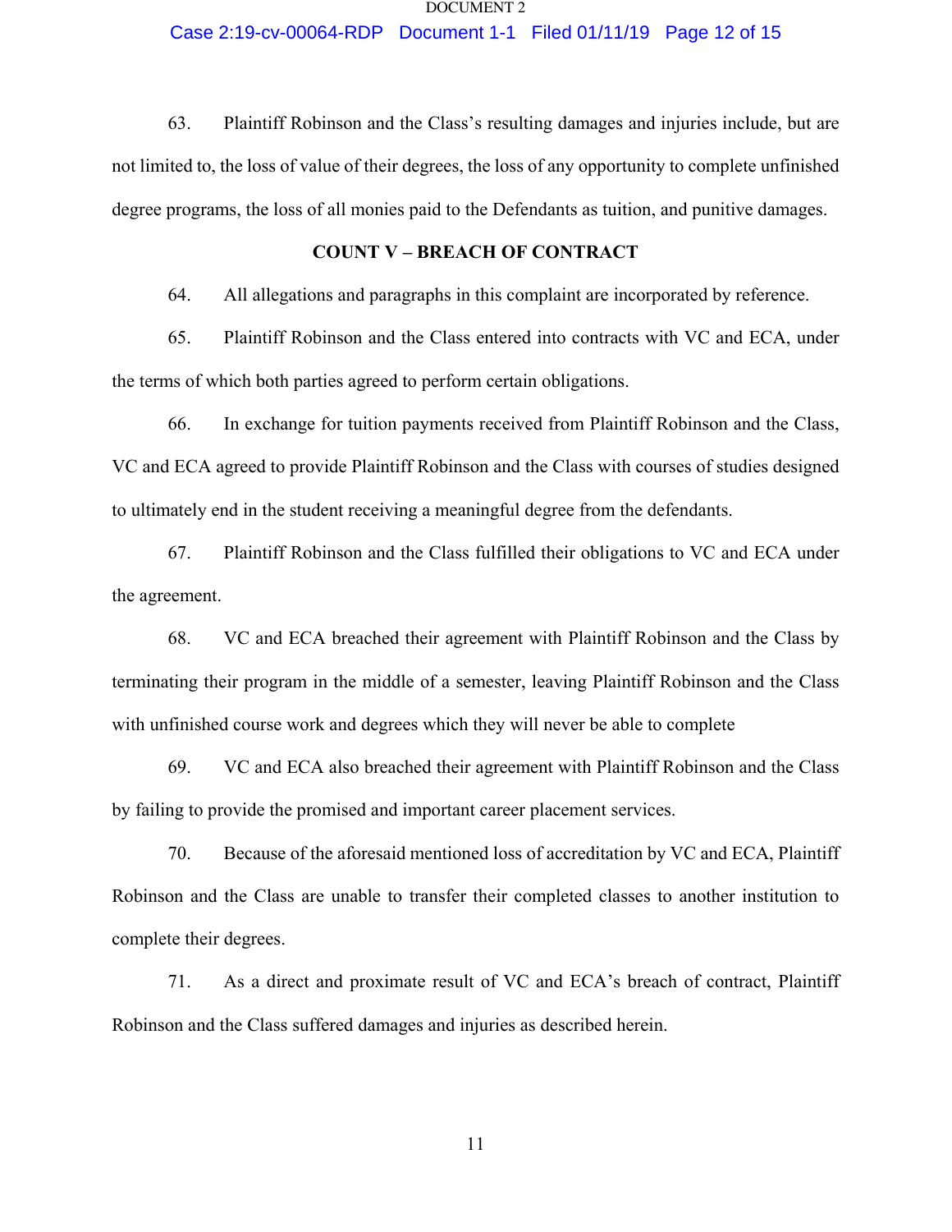63. Plaintiff Robinson and the Class's resulting damages and injuries include, but are not limited to, the loss of value of their degrees, the loss of any opportunity to complete unfinished degree programs, the loss of all monies paid to the Defendants as tuition, and punitive damages.

**COUNT V – BREACH OF CONTRACT**

64. All allegations and paragraphs in this complaint are incorporated by reference.

65. Plaintiff Robinson and the Class entered into contracts with VC and ECA, under the terms of which both parties agreed to perform certain obligations.

66. In exchange for tuition payments received from Plaintiff Robinson and the Class, VC and ECA agreed to provide Plaintiff Robinson and the Class with courses of studies designed to ultimately end in the student receiving a meaningful degree from the defendants.

67. Plaintiff Robinson and the Class fulfilled their obligations to VC and ECA under the agreement.

68. VC and ECA breached their agreement with Plaintiff Robinson and the Class by terminating their program in the middle of a semester, leaving Plaintiff Robinson and the Class with unfinished course work and degrees which they will never be able to complete

69. VC and ECA also breached their agreement with Plaintiff Robinson and the Class by failing to provide the promised and important career placement services.

70. Because of the aforesaid mentioned loss of accreditation by VC and ECA, Plaintiff Robinson and the Class are unable to transfer their completed classes to another institution to complete their degrees.

71. As a direct and proximate result of VC and ECA's breach of contract, Plaintiff Robinson and the Class suffered damages and injuries as described herein.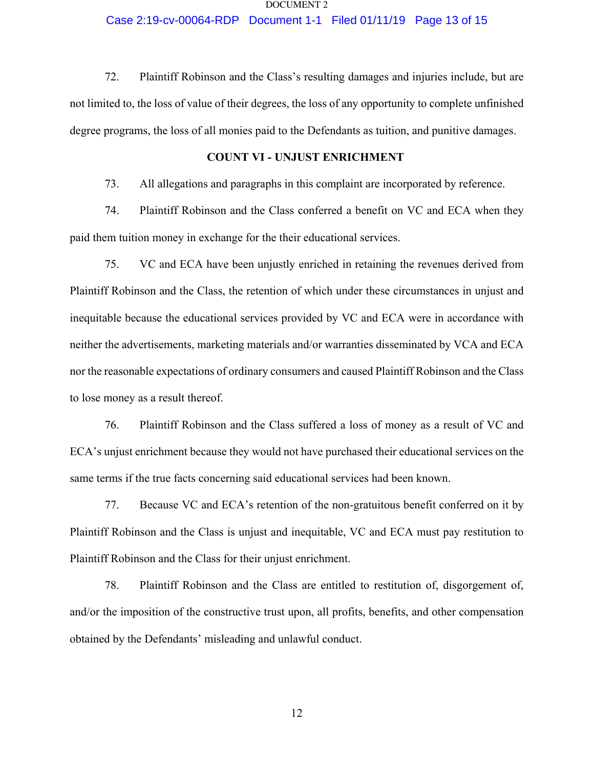72. Plaintiff Robinson and the Class's resulting damages and injuries include, but are not limited to, the loss of value of their degrees, the loss of any opportunity to complete unfinished degree programs, the loss of all monies paid to the Defendants as tuition, and punitive damages.

**COUNT VI - UNJUST ENRICHMENT**

73. All allegations and paragraphs in this complaint are incorporated by reference.

74. Plaintiff Robinson and the Class conferred a benefit on VC and ECA when they paid them tuition money in exchange for the their educational services.

75. VC and ECA have been unjustly enriched in retaining the revenues derived from Plaintiff Robinson and the Class, the retention of which under these circumstances in unjust and inequitable because the educational services provided by VC and ECA were in accordance with neither the advertisements, marketing materials and/or warranties disseminated by VCA and ECA nor the reasonable expectations of ordinary consumers and caused Plaintiff Robinson and the Class to lose money as a result thereof.

76. Plaintiff Robinson and the Class suffered a loss of money as a result of VC and ECA's unjust enrichment because they would not have purchased their educational services on the same terms if the true facts concerning said educational services had been known.

77. Because VC and ECA's retention of the non-gratuitous benefit conferred on it by Plaintiff Robinson and the Class is unjust and inequitable, VC and ECA must pay restitution to Plaintiff Robinson and the Class for their unjust enrichment.

78. Plaintiff Robinson and the Class are entitled to restitution of, disgorgement of, and/or the imposition of the constructive trust upon, all profits, benefits, and other compensation obtained by the Defendants' misleading and unlawful conduct.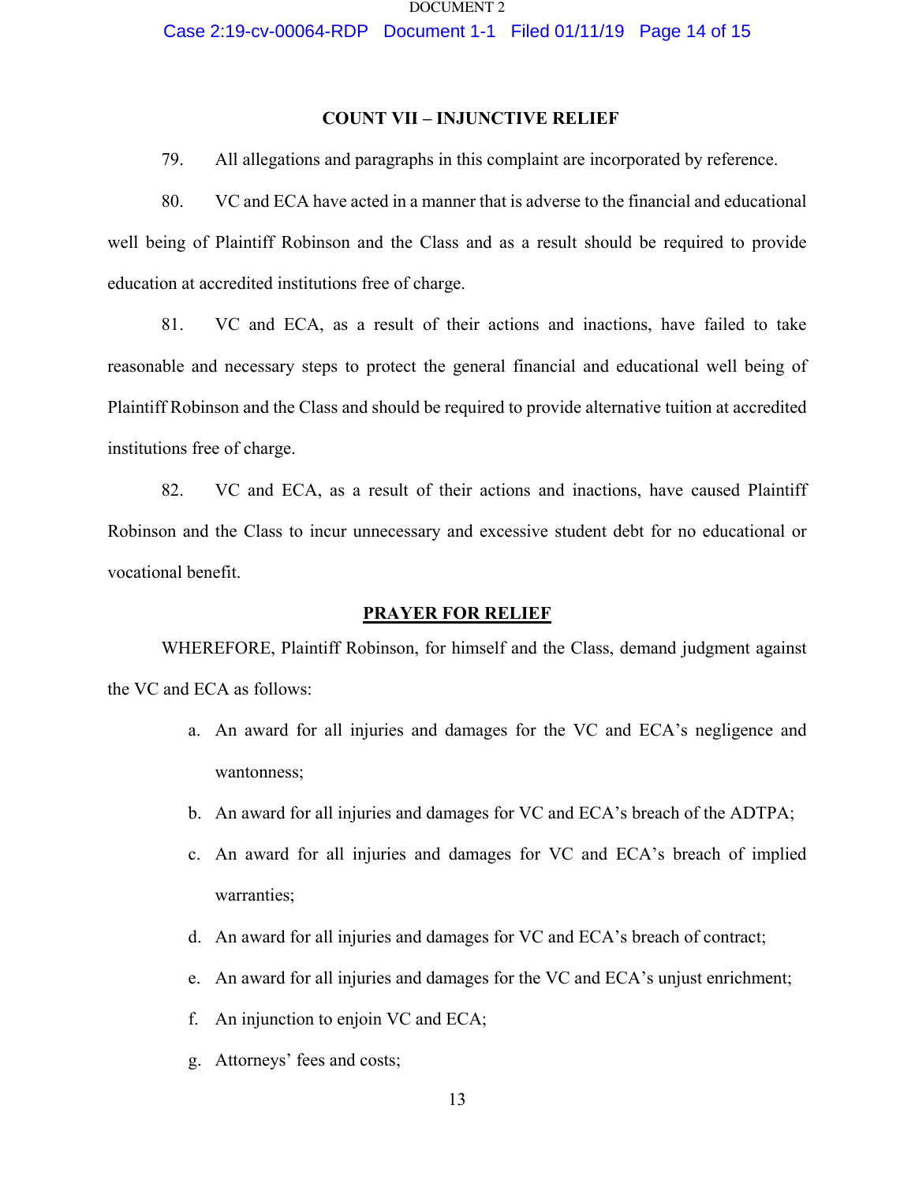### COUNT VII – INJUNCTIVE RELIEF

79. All allegations and paragraphs in this complaint are incorporated by reference.

80. VC and ECA have acted in a manner that is adverse to the financial and educational well being of Plaintiff Robinson and the Class and as a result should be required to provide education at accredited institutions free of charge.

81. VC and ECA, as a result of their actions and inactions, have failed to take reasonable and necessary steps to protect the general financial and educational well being of Plaintiff Robinson and the Class and should be required to provide alternative tuition at accredited institutions free of charge.

82. VC and ECA, as a result of their actions and inactions, have caused Plaintiff Robinson and the Class to incur unnecessary and excessive student debt for no educational or vocational benefit.

### PRAYER FOR RELIEF

WHEREFORE, Plaintiff Robinson, for himself and the Class, demand judgment against the VC and ECA as follows:

a. An award for all injuries and damages for the VC and ECA's negligence and wantonness;

b. An award for all injuries and damages for VC and ECA's breach of the ADTPA;

c. An award for all injuries and damages for VC and ECA's breach of implied warranties;

d. An award for all injuries and damages for VC and ECA's breach of contract;

e. An award for all injuries and damages for the VC and ECA's unjust enrichment;

f. An injunction to enjoin VC and ECA;

g. Attorneys' fees and costs;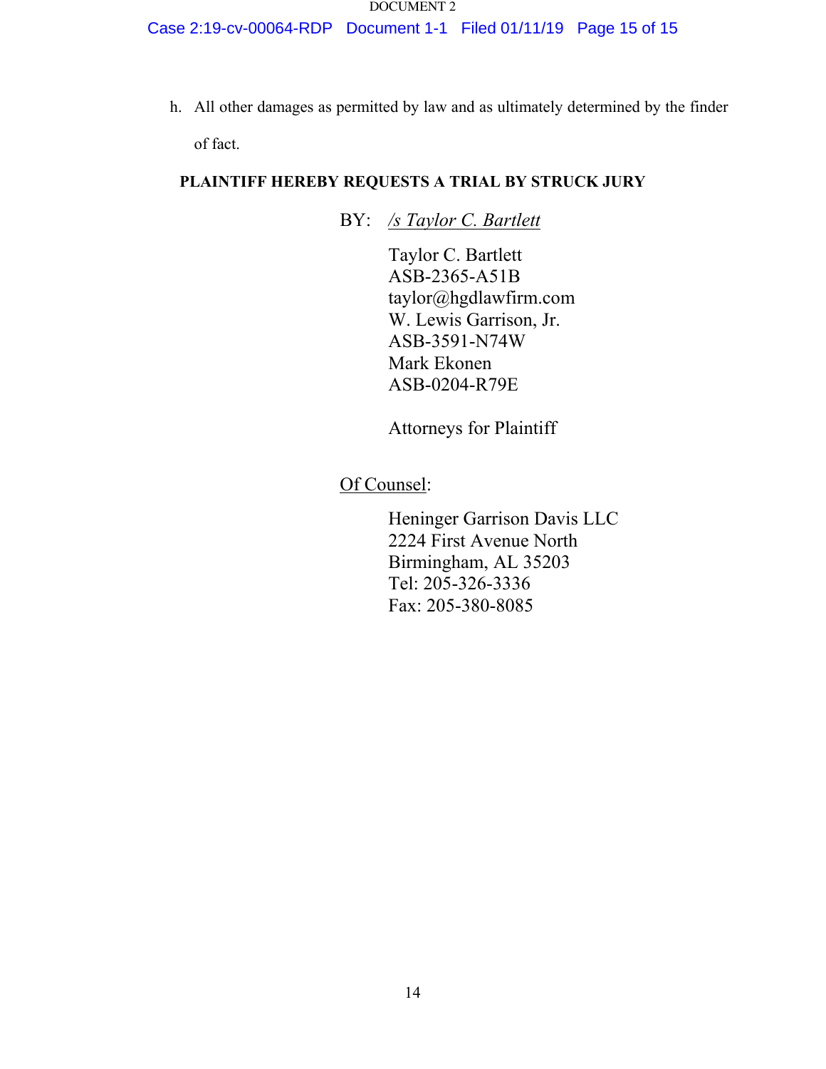h. All other damages as permitted by law and as ultimately determined by the finder of fact.

**PLAINTIFF HEREBY REQUESTS A TRIAL BY STRUCK JURY**

BY: */s Taylor C. Bartlett*

Taylor C. Bartlett
ASB-2365-A51B
taylor@hgdlawfirm.com
W. Lewis Garrison, Jr.
ASB-3591-N74W
Mark Ekonen
ASB-0204-R79E

Attorneys for Plaintiff

Of Counsel:

Heninger Garrison Davis LLC
2224 First Avenue North
Birmingham, AL 35203
Tel: 205-326-3336
Fax: 205-380-8085